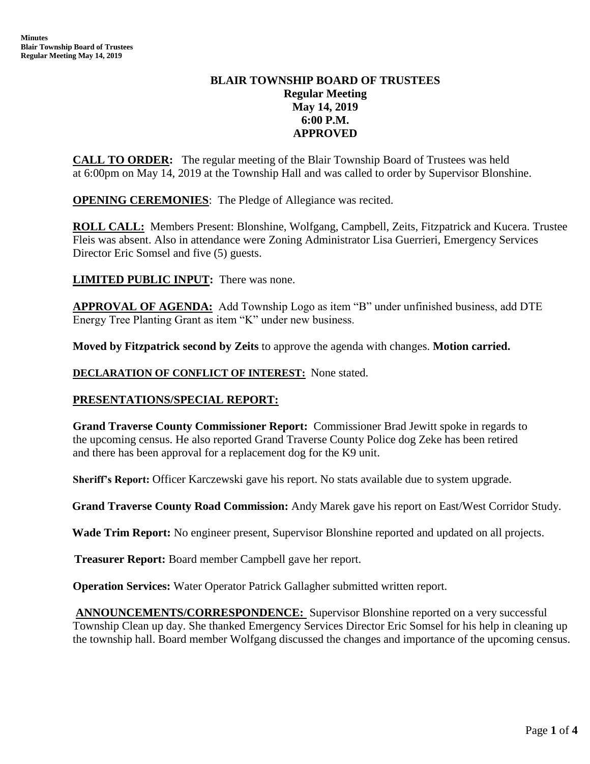# BLAIR TOWNSHIP BOARD OF TRUSTEES
## Regular Meeting
## May 14, 2019
## 6:00 P.M.
## APPROVED

**CALL TO ORDER:** The regular meeting of the Blair Township Board of Trustees was held at 6:00pm on May 14, 2019 at the Township Hall and was called to order by Supervisor Blonshine.

**OPENING CEREMONIES**: The Pledge of Allegiance was recited.

**ROLL CALL:** Members Present: Blonshine, Wolfgang, Campbell, Zeits, Fitzpatrick and Kucera. Trustee Fleis was absent. Also in attendance were Zoning Administrator Lisa Guerrieri, Emergency Services Director Eric Somsel and five (5) guests.

**LIMITED PUBLIC INPUT:** There was none.

**APPROVAL OF AGENDA:** Add Township Logo as item "B" under unfinished business, add DTE Energy Tree Planting Grant as item "K" under new business.

**Moved by Fitzpatrick second by Zeits** to approve the agenda with changes. **Motion carried.**

**DECLARATION OF CONFLICT OF INTEREST:** None stated.

**PRESENTATIONS/SPECIAL REPORT:**

**Grand Traverse County Commissioner Report:** Commissioner Brad Jewitt spoke in regards to the upcoming census. He also reported Grand Traverse County Police dog Zeke has been retired and there has been approval for a replacement dog for the K9 unit.

**Sheriff's Report:** Officer Karczewski gave his report. No stats available due to system upgrade.

**Grand Traverse County Road Commission:** Andy Marek gave his report on East/West Corridor Study.

**Wade Trim Report:** No engineer present, Supervisor Blonshine reported and updated on all projects.

**Treasurer Report:** Board member Campbell gave her report.

**Operation Services:** Water Operator Patrick Gallagher submitted written report.

**ANNOUNCEMENTS/CORRESPONDENCE:** Supervisor Blonshine reported on a very successful Township Clean up day. She thanked Emergency Services Director Eric Somsel for his help in cleaning up the township hall. Board member Wolfgang discussed the changes and importance of the upcoming census.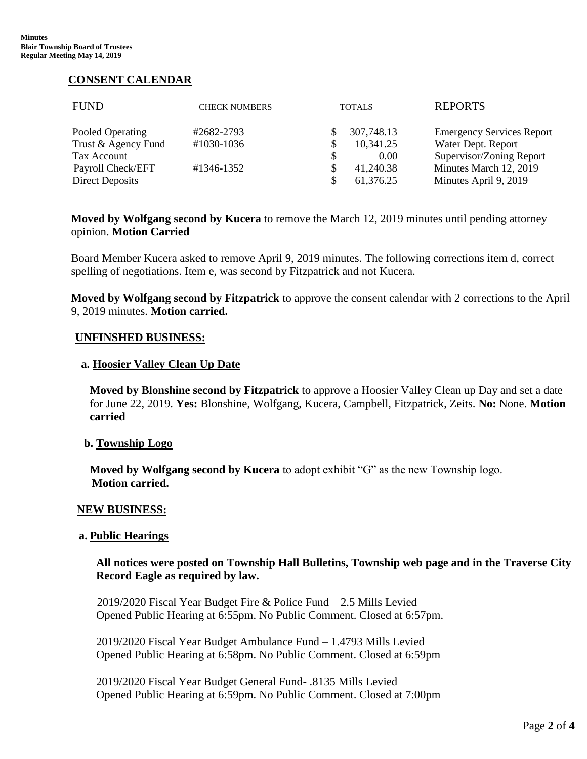## CONSENT CALENDAR

| FUND | CHECK NUMBERS | TOTALS | REPORTS |
|---|---|---|---|
| Pooled Operating | #2682-2793 | $ 307,748.13 | Emergency Services Report |
| Trust & Agency Fund | #1030-1036 | $ 10,341.25 | Water Dept. Report |
| Tax Account | | $ 0.00 | Supervisor/Zoning Report |
| Payroll Check/EFT | #1346-1352 | $ 41,240.38 | Minutes March 12, 2019 |
| Direct Deposits | | $ 61,376.25 | Minutes April 9, 2019 |

**Moved by Wolfgang second by Kucera** to remove the March 12, 2019 minutes until pending attorney opinion. **Motion Carried**

Board Member Kucera asked to remove April 9, 2019 minutes. The following corrections item d, correct spelling of negotiations. Item e, was second by Fitzpatrick and not Kucera.

**Moved by Wolfgang second by Fitzpatrick** to approve the consent calendar with 2 corrections to the April 9, 2019 minutes. **Motion carried.**

## UNFINSHED BUSINESS:

### a. Hoosier Valley Clean Up Date

**Moved by Blonshine second by Fitzpatrick** to approve a Hoosier Valley Clean up Day and set a date for June 22, 2019. **Yes:** Blonshine, Wolfgang, Kucera, Campbell, Fitzpatrick, Zeits. **No:** None. **Motion carried**

### b. Township Logo

**Moved by Wolfgang second by Kucera** to adopt exhibit "G" as the new Township logo. **Motion carried.**

## NEW BUSINESS:

### a. Public Hearings

**All notices were posted on Township Hall Bulletins, Township web page and in the Traverse City Record Eagle as required by law.**

2019/2020 Fiscal Year Budget Fire & Police Fund – 2.5 Mills Levied
Opened Public Hearing at 6:55pm. No Public Comment. Closed at 6:57pm.

2019/2020 Fiscal Year Budget Ambulance Fund – 1.4793 Mills Levied
Opened Public Hearing at 6:58pm. No Public Comment. Closed at 6:59pm

2019/2020 Fiscal Year Budget General Fund- .8135 Mills Levied
Opened Public Hearing at 6:59pm. No Public Comment. Closed at 7:00pm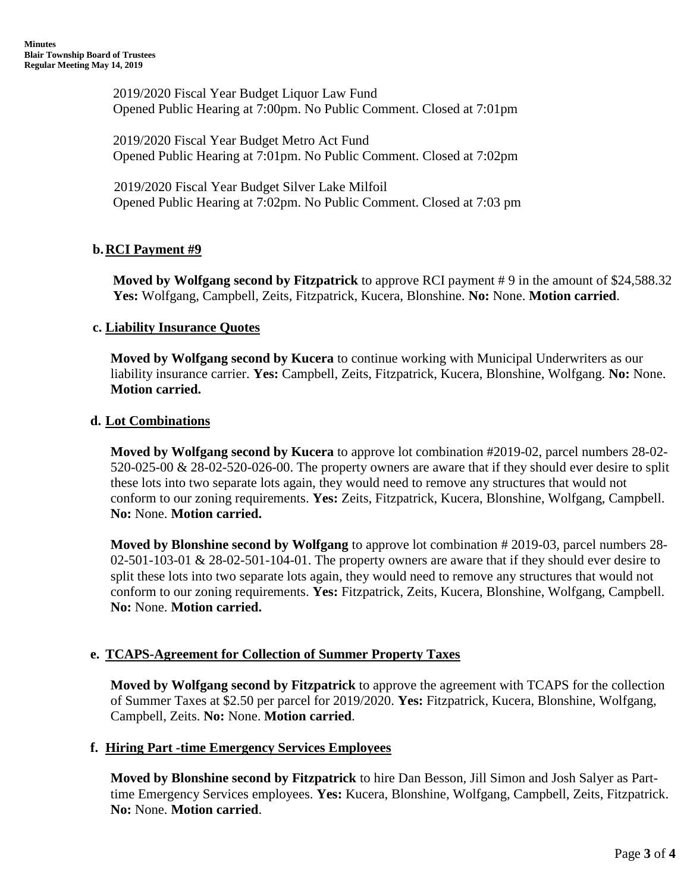2019/2020 Fiscal Year Budget Liquor Law Fund
Opened Public Hearing at 7:00pm. No Public Comment. Closed at 7:01pm

2019/2020 Fiscal Year Budget Metro Act Fund
Opened Public Hearing at 7:01pm. No Public Comment. Closed at 7:02pm

2019/2020 Fiscal Year Budget Silver Lake Milfoil
Opened Public Hearing at 7:02pm. No Public Comment. Closed at 7:03 pm

**b. RCI Payment #9**

**Moved by Wolfgang second by Fitzpatrick** to approve RCI payment # 9 in the amount of $24,588.32 **Yes:** Wolfgang, Campbell, Zeits, Fitzpatrick, Kucera, Blonshine. **No:** None. **Motion carried**.

**c. Liability Insurance Quotes**

**Moved by Wolfgang second by Kucera** to continue working with Municipal Underwriters as our liability insurance carrier. **Yes:** Campbell, Zeits, Fitzpatrick, Kucera, Blonshine, Wolfgang. **No:** None. **Motion carried.**

**d. Lot Combinations**

**Moved by Wolfgang second by Kucera** to approve lot combination #2019-02, parcel numbers 28-02-520-025-00 & 28-02-520-026-00. The property owners are aware that if they should ever desire to split these lots into two separate lots again, they would need to remove any structures that would not conform to our zoning requirements. **Yes:** Zeits, Fitzpatrick, Kucera, Blonshine, Wolfgang, Campbell. **No:** None. **Motion carried.**

**Moved by Blonshine second by Wolfgang** to approve lot combination # 2019-03, parcel numbers 28-02-501-103-01 & 28-02-501-104-01. The property owners are aware that if they should ever desire to split these lots into two separate lots again, they would need to remove any structures that would not conform to our zoning requirements. **Yes:** Fitzpatrick, Zeits, Kucera, Blonshine, Wolfgang, Campbell. **No:** None. **Motion carried.**

**e. TCAPS-Agreement for Collection of Summer Property Taxes**

**Moved by Wolfgang second by Fitzpatrick** to approve the agreement with TCAPS for the collection of Summer Taxes at $2.50 per parcel for 2019/2020. **Yes:** Fitzpatrick, Kucera, Blonshine, Wolfgang, Campbell, Zeits. **No:** None. **Motion carried**.

**f. Hiring Part -time Emergency Services Employees**

**Moved by Blonshine second by Fitzpatrick** to hire Dan Besson, Jill Simon and Josh Salyer as Part-time Emergency Services employees. **Yes:** Kucera, Blonshine, Wolfgang, Campbell, Zeits, Fitzpatrick. **No:** None. **Motion carried**.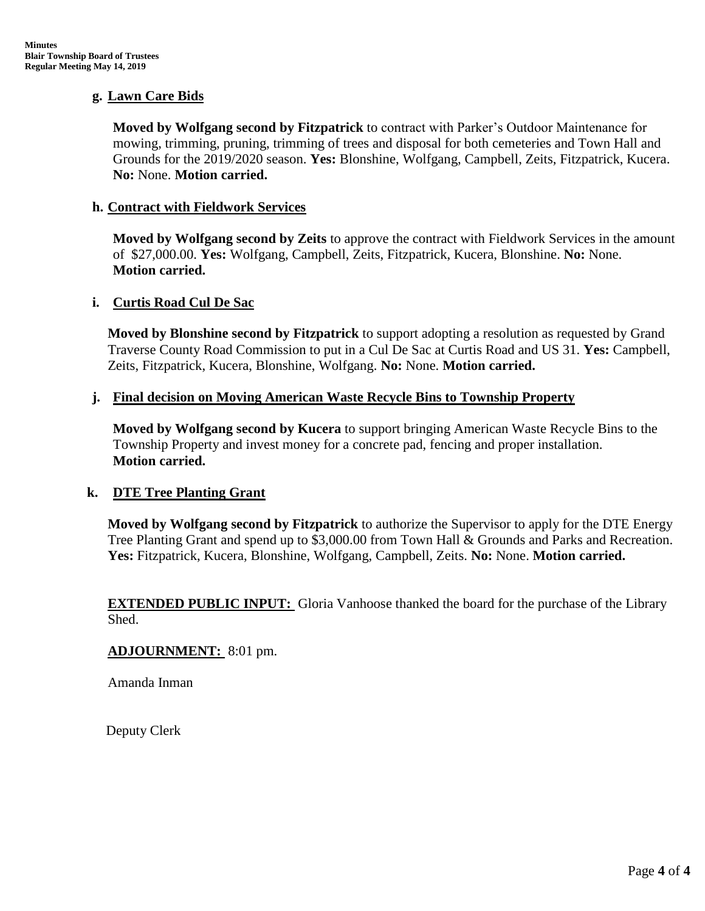**g. Lawn Care Bids**

**Moved by Wolfgang second by Fitzpatrick** to contract with Parker's Outdoor Maintenance for mowing, trimming, pruning, trimming of trees and disposal for both cemeteries and Town Hall and Grounds for the 2019/2020 season. **Yes:** Blonshine, Wolfgang, Campbell, Zeits, Fitzpatrick, Kucera. **No:** None. **Motion carried.**

**h. Contract with Fieldwork Services**

**Moved by Wolfgang second by Zeits** to approve the contract with Fieldwork Services in the amount of $27,000.00. **Yes:** Wolfgang, Campbell, Zeits, Fitzpatrick, Kucera, Blonshine. **No:** None. **Motion carried.**

**i. Curtis Road Cul De Sac**

**Moved by Blonshine second by Fitzpatrick** to support adopting a resolution as requested by Grand Traverse County Road Commission to put in a Cul De Sac at Curtis Road and US 31. **Yes:** Campbell, Zeits, Fitzpatrick, Kucera, Blonshine, Wolfgang. **No:** None. **Motion carried.**

**j. Final decision on Moving American Waste Recycle Bins to Township Property**

**Moved by Wolfgang second by Kucera** to support bringing American Waste Recycle Bins to the Township Property and invest money for a concrete pad, fencing and proper installation. **Motion carried.**

**k. DTE Tree Planting Grant**

**Moved by Wolfgang second by Fitzpatrick** to authorize the Supervisor to apply for the DTE Energy Tree Planting Grant and spend up to $3,000.00 from Town Hall & Grounds and Parks and Recreation. **Yes:** Fitzpatrick, Kucera, Blonshine, Wolfgang, Campbell, Zeits. **No:** None. **Motion carried.**

**EXTENDED PUBLIC INPUT:** Gloria Vanhoose thanked the board for the purchase of the Library Shed.

**ADJOURNMENT:** 8:01 pm.

Amanda Inman

Deputy Clerk